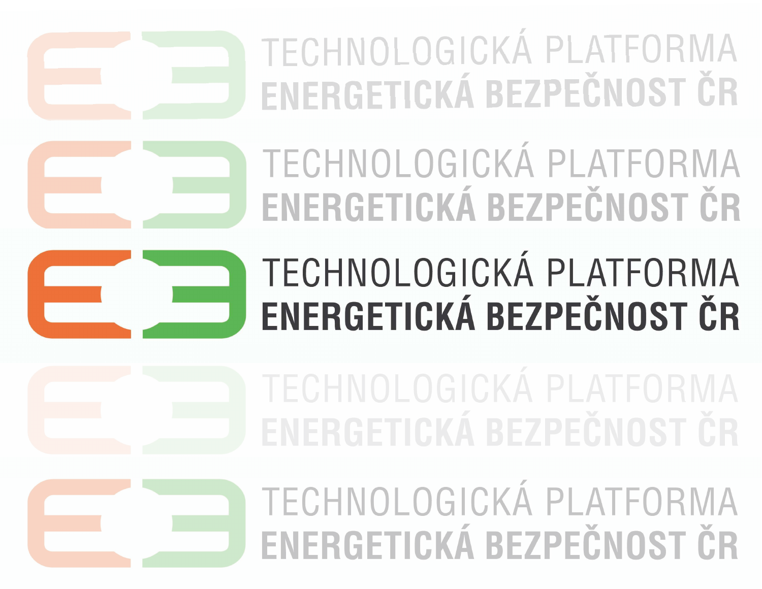TECHNOLOGICKÁ PLATFORMA
**ENERGETICKÁ BEZPEČNOST ČR**

TECHNOLOGICKÁ PLATFORMA
**ENERGETICKÁ BEZPEČNOST ČR**

TECHNOLOGICKÁ PLATFORMA
**ENERGETICKÁ BEZPEČNOST ČR**

TECHNOLOGICKÁ PLATFORMA
**ENERGETICKÁ BEZPEČNOST ČR**

TECHNOLOGICKÁ PLATFORMA
**ENERGETICKÁ BEZPEČNOST ČR**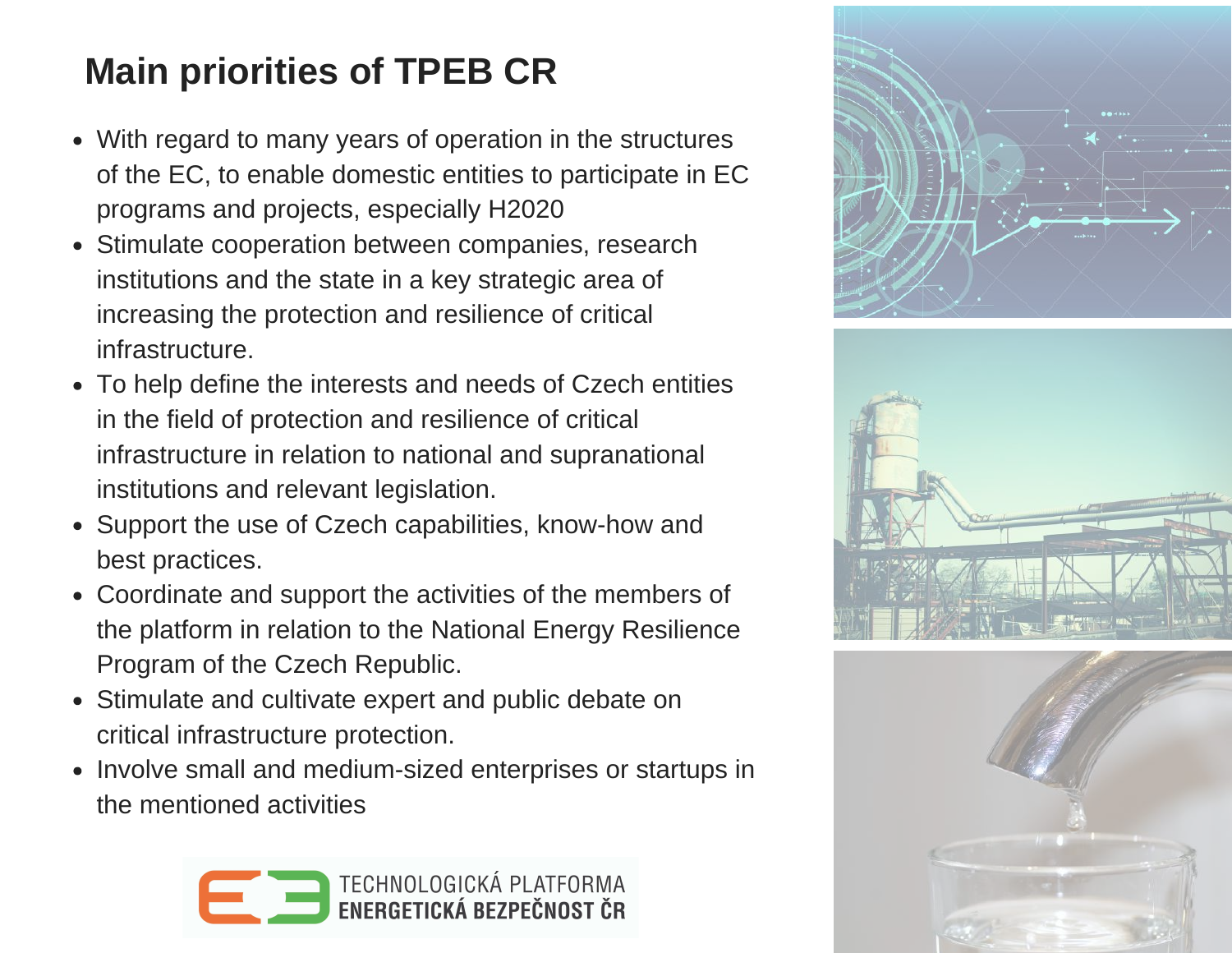## Main priorities of TPEB CR

- With regard to many years of operation in the structures of the EC, to enable domestic entities to participate in EC programs and projects, especially H2020
- Stimulate cooperation between companies, research institutions and the state in a key strategic area of increasing the protection and resilience of critical infrastructure.
- To help define the interests and needs of Czech entities in the field of protection and resilience of critical infrastructure in relation to national and supranational institutions and relevant legislation.
- Support the use of Czech capabilities, know-how and best practices.
- Coordinate and support the activities of the members of the platform in relation to the National Energy Resilience Program of the Czech Republic.
- Stimulate and cultivate expert and public debate on critical infrastructure protection.
- Involve small and medium-sized enterprises or startups in the mentioned activities

TECHNOLOGICKÁ PLATFORMA
ENERGETICKÁ BEZPEČNOST ČR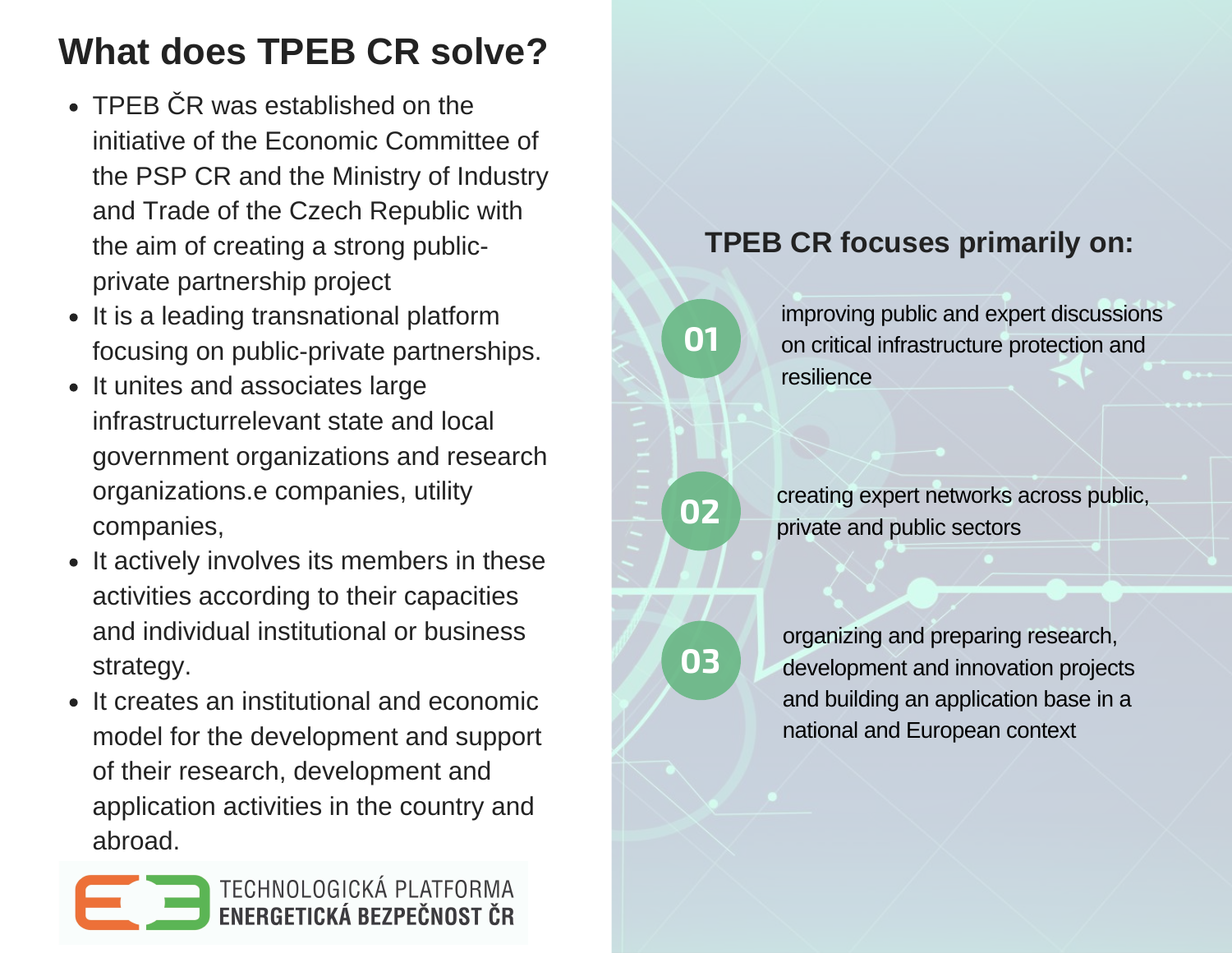# What does TPEB CR solve?

- TPEB ČR was established on the initiative of the Economic Committee of the PSP CR and the Ministry of Industry and Trade of the Czech Republic with the aim of creating a strong public-private partnership project
- It is a leading transnational platform focusing on public-private partnerships.
- It unites and associates large infrastructurrelevant state and local government organizations and research organizations.e companies, utility companies,
- It actively involves its members in these activities according to their capacities and individual institutional or business strategy.
- It creates an institutional and economic model for the development and support of their research, development and application activities in the country and abroad.

TECHNOLOGICKÁ PLATFORMA
ENERGETICKÁ BEZPEČNOST ČR

## TPEB CR focuses primarily on:

01 improving public and expert discussions on critical infrastructure protection and resilience

02 creating expert networks across public, private and public sectors

03 organizing and preparing research, development and innovation projects and building an application base in a national and European context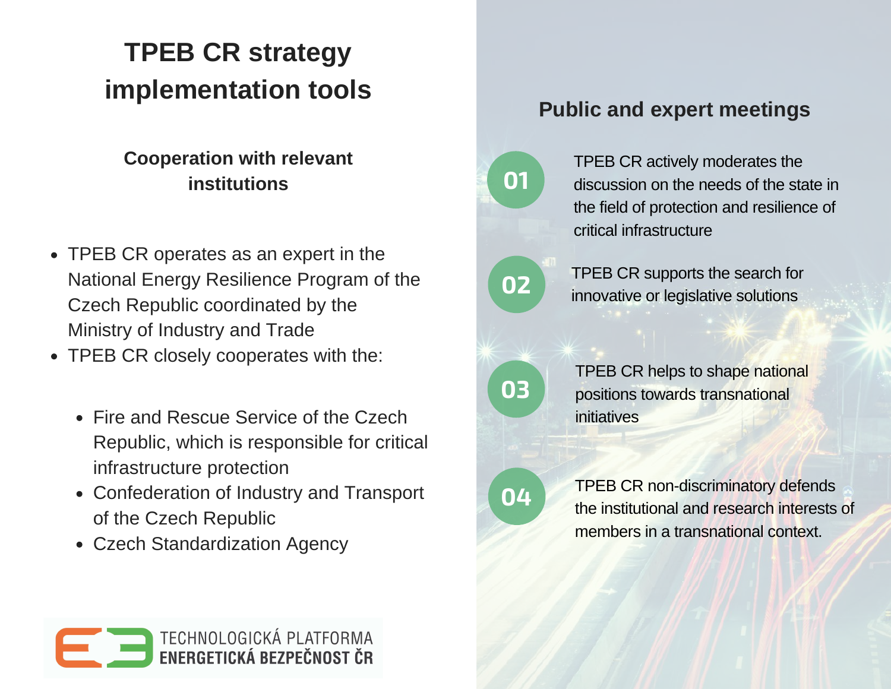# TPEB CR strategy implementation tools

### Cooperation with relevant institutions

- TPEB CR operates as an expert in the National Energy Resilience Program of the Czech Republic coordinated by the Ministry of Industry and Trade
- TPEB CR closely cooperates with the:
  - Fire and Rescue Service of the Czech Republic, which is responsible for critical infrastructure protection
  - Confederation of Industry and Transport of the Czech Republic
  - Czech Standardization Agency

TECHNOLOGICKÁ PLATFORMA
ENERGETICKÁ BEZPEČNOST ČR

## Public and expert meetings

**01** TPEB CR actively moderates the discussion on the needs of the state in the field of protection and resilience of critical infrastructure

**02** TPEB CR supports the search for innovative or legislative solutions

**03** TPEB CR helps to shape national positions towards transnational initiatives

**04** TPEB CR non-discriminatory defends the institutional and research interests of members in a transnational context.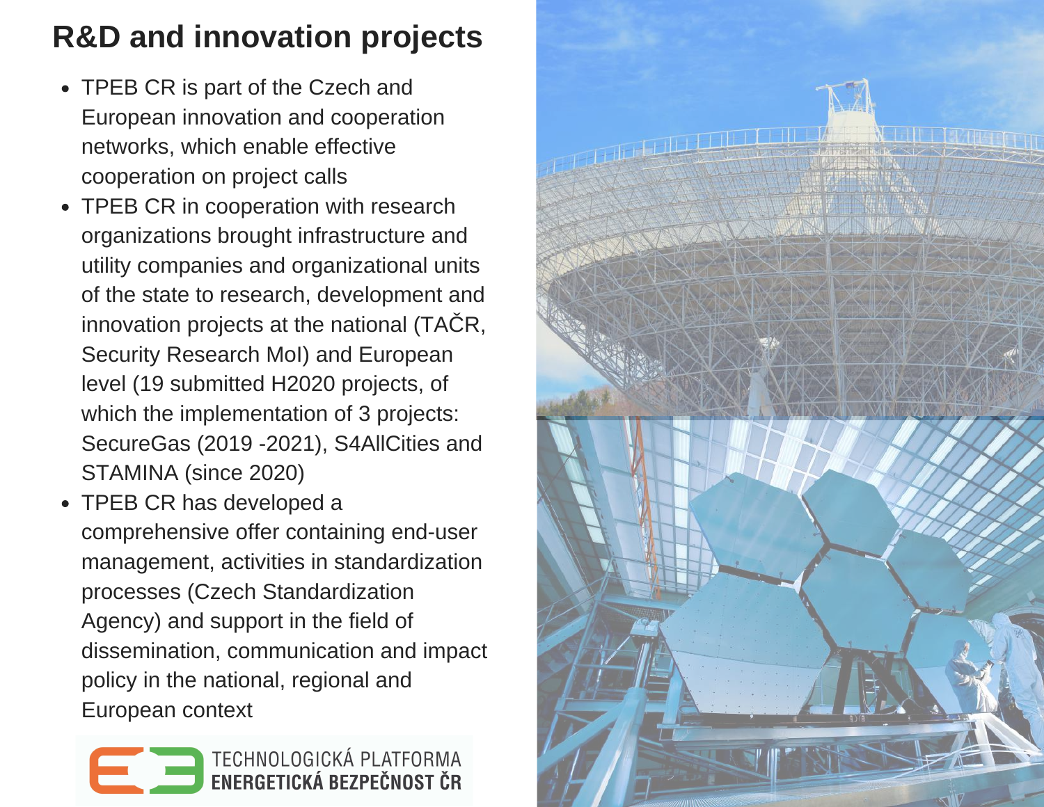# R&D and innovation projects

- TPEB CR is part of the Czech and European innovation and cooperation networks, which enable effective cooperation on project calls
- TPEB CR in cooperation with research organizations brought infrastructure and utility companies and organizational units of the state to research, development and innovation projects at the national (TAČR, Security Research MoI) and European level (19 submitted H2020 projects, of which the implementation of 3 projects: SecureGas (2019 -2021), S4AllCities and STAMINA (since 2020)
- TPEB CR has developed a comprehensive offer containing end-user management, activities in standardization processes (Czech Standardization Agency) and support in the field of dissemination, communication and impact policy in the national, regional and European context

TECHNOLOGICKÁ PLATFORMA
ENERGETICKÁ BEZPEČNOST ČR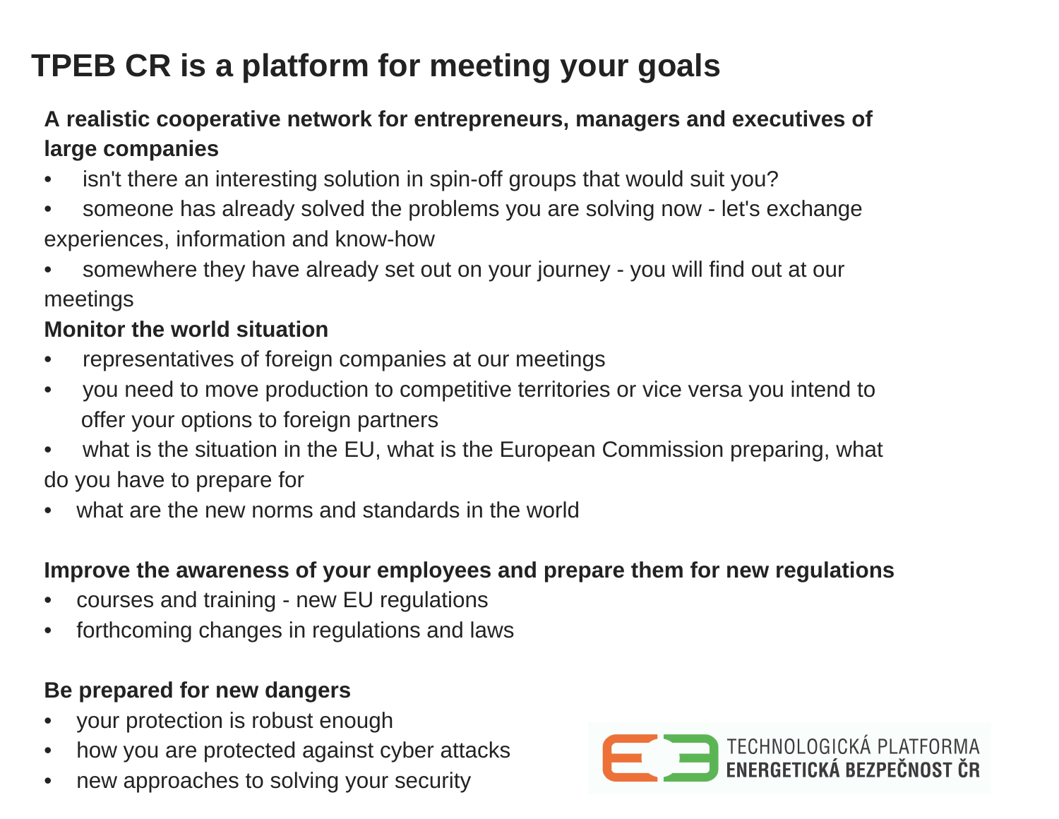# TPEB CR is a platform for meeting your goals

**A realistic cooperative network for entrepreneurs, managers and executives of large companies**

- isn't there an interesting solution in spin-off groups that would suit you?
- someone has already solved the problems you are solving now - let's exchange experiences, information and know-how
- somewhere they have already set out on your journey - you will find out at our meetings

**Monitor the world situation**

- representatives of foreign companies at our meetings
- you need to move production to competitive territories or vice versa you intend to offer your options to foreign partners
- what is the situation in the EU, what is the European Commission preparing, what do you have to prepare for
- what are the new norms and standards in the world

**Improve the awareness of your employees and prepare them for new regulations**

- courses and training - new EU regulations
- forthcoming changes in regulations and laws

**Be prepared for new dangers**

- your protection is robust enough
- how you are protected against cyber attacks
- new approaches to solving your security

TECHNOLOGICKÁ PLATFORMA
ENERGETICKÁ BEZPEČNOST ČR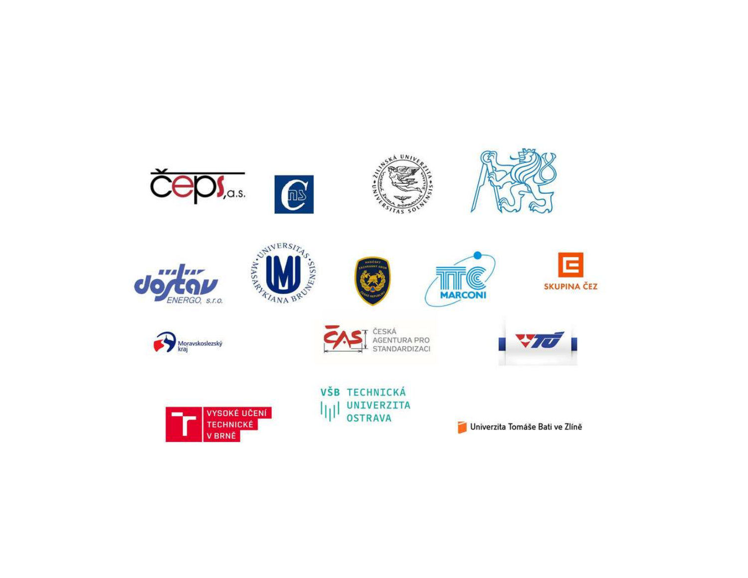čeps, a.s.

Žilinská univerzita – Universitas Solnensis

dostáv ENERGO, s.r.o.

Universitas Masarykiana Brunensis

Hasičský záchranný sbor České republiky

TTC MARCONI

SKUPINA ČEZ

Moravskoslezský kraj

ČAS ČESKÁ AGENTURA PRO STANDARDIZACI

VTÚ

VYSOKÉ UČENÍ TECHNICKÉ V BRNĚ

VŠB TECHNICKÁ UNIVERZITA OSTRAVA

Univerzita Tomáše Bati ve Zlíně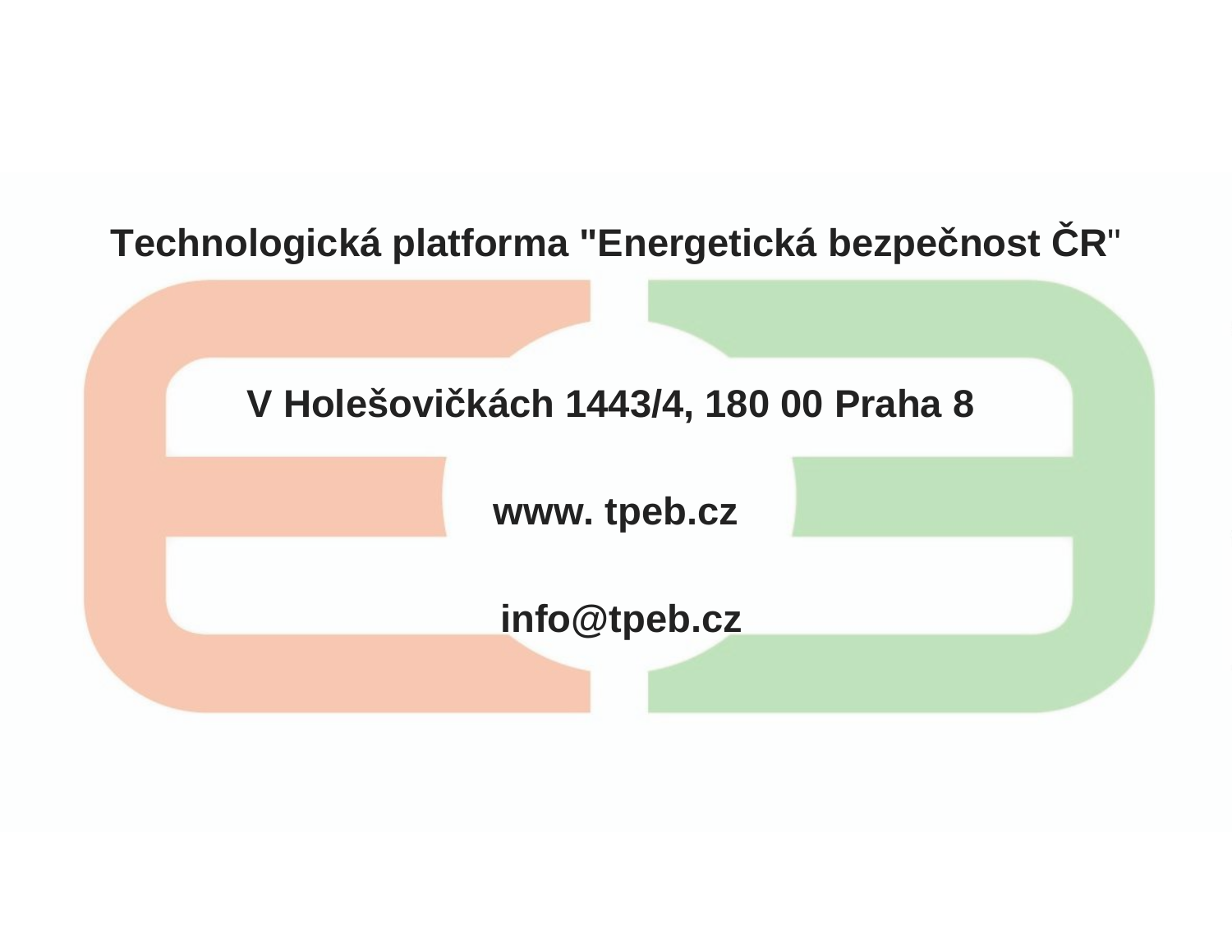**Technologická platforma "Energetická bezpečnost ČR"**

**V Holešovičkách 1443/4, 180 00 Praha 8**

**www. tpeb.cz**

**info@tpeb.cz**